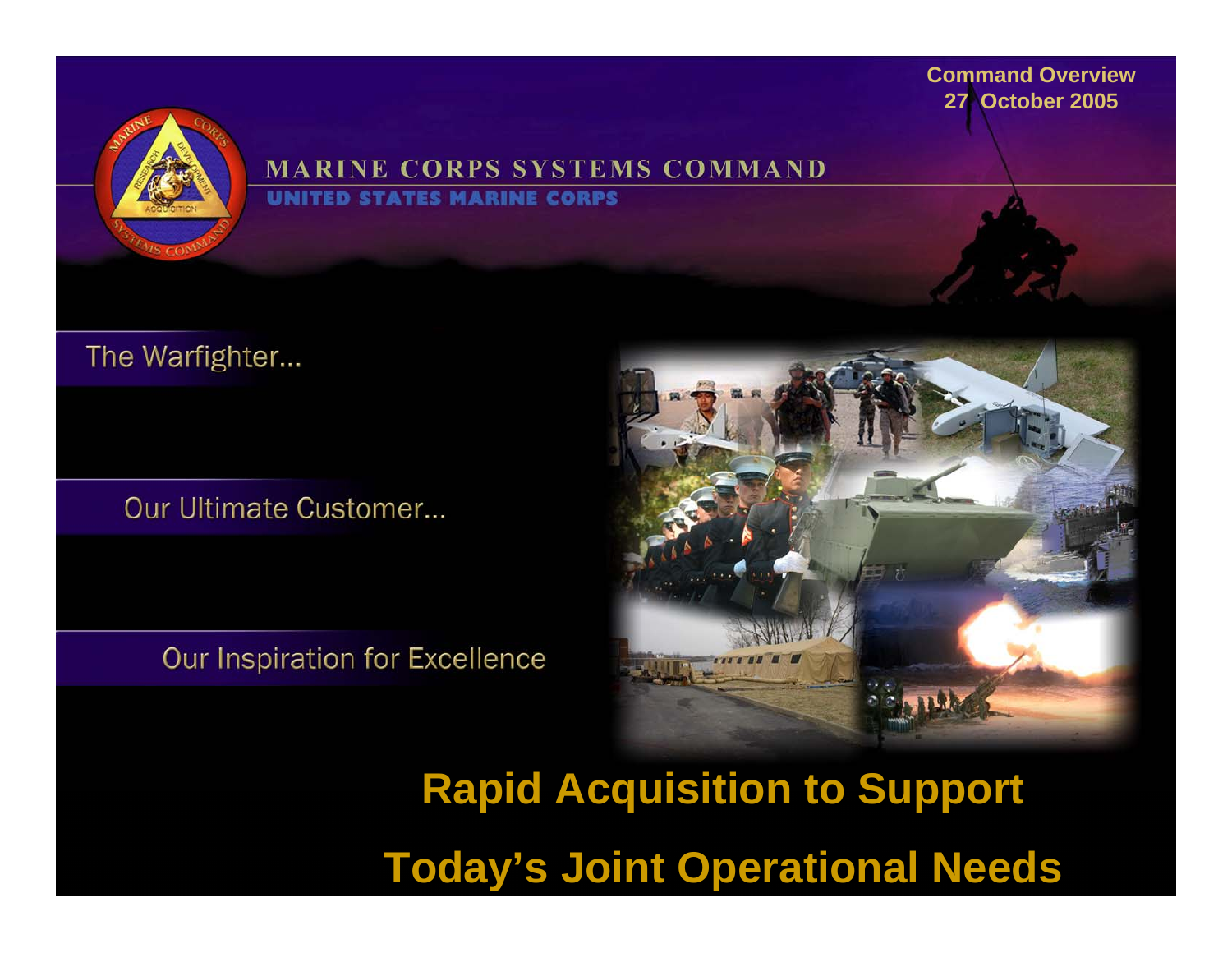Command Overview
27 October 2005

# MARINE CORPS SYSTEMS COMMAND

## UNITED STATES MARINE CORPS

The Warfighter…

Our Ultimate Customer…

Our Inspiration for Excellence

**Rapid Acquisition to Support**

**Today's Joint Operational Needs**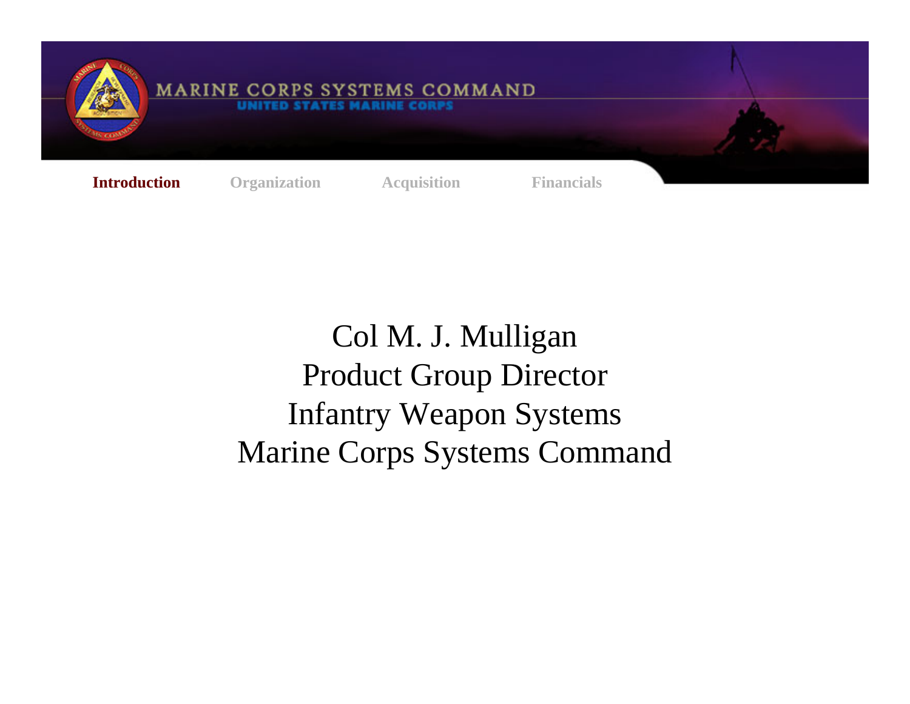Col M. J. Mulligan

Product Group Director

Infantry Weapon Systems

Marine Corps Systems Command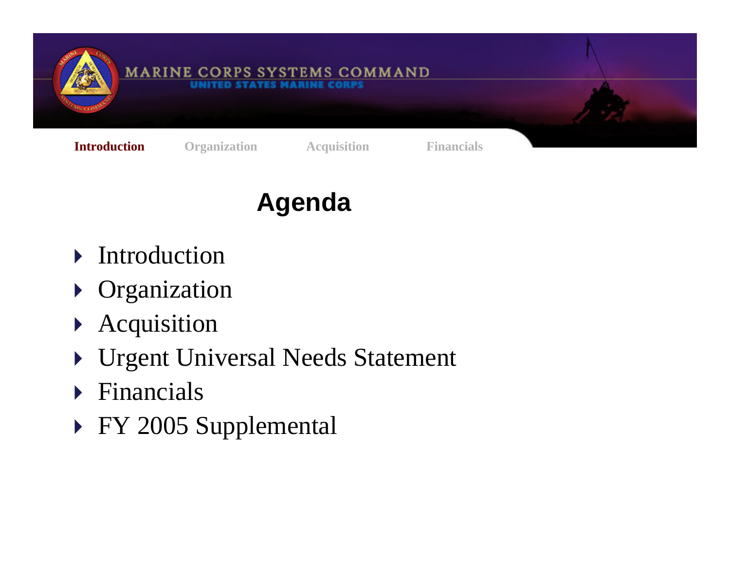# Agenda

- Introduction
- Organization
- Acquisition
- Urgent Universal Needs Statement
- Financials
- FY 2005 Supplemental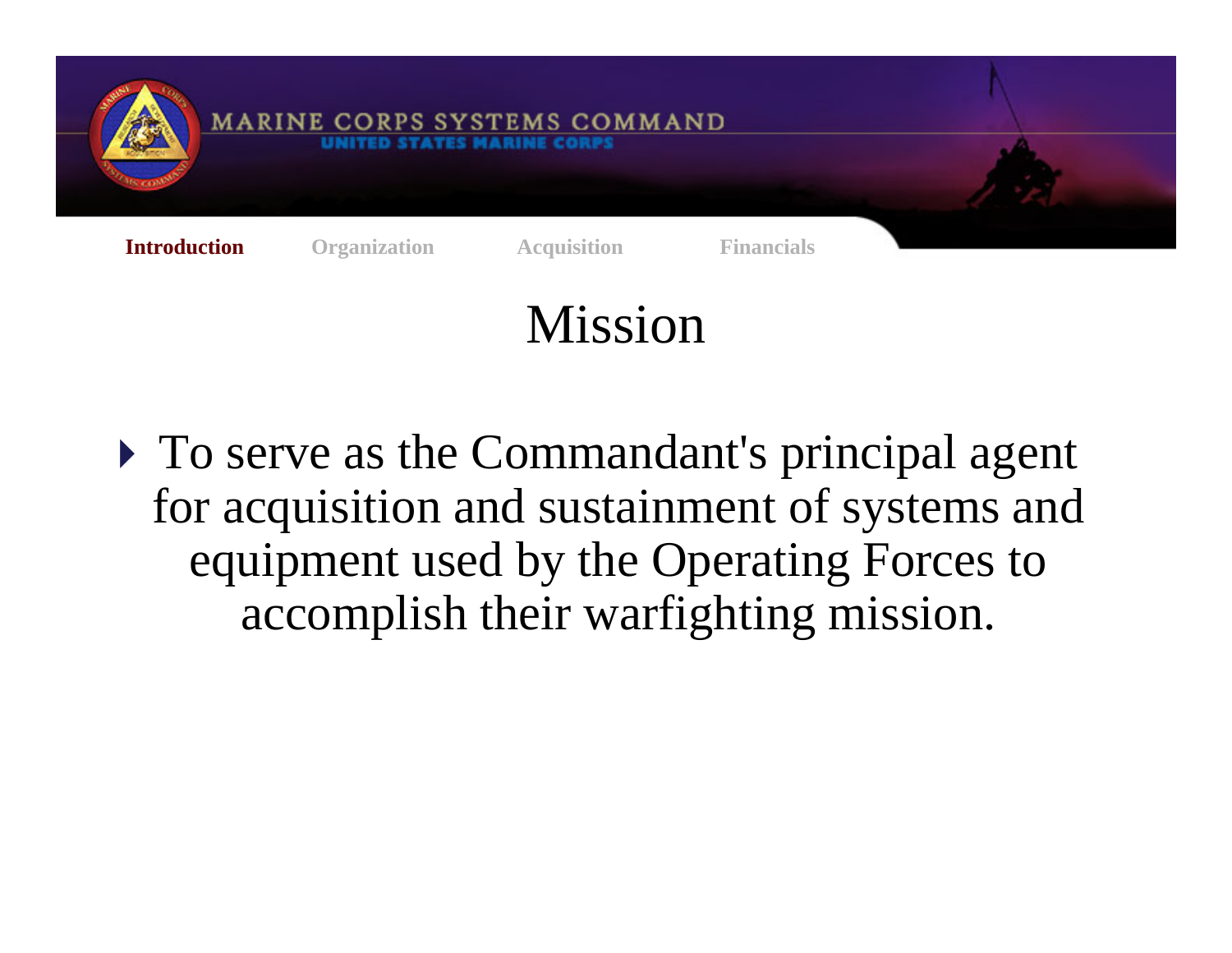# Mission

- To serve as the Commandant's principal agent for acquisition and sustainment of systems and equipment used by the Operating Forces to accomplish their warfighting mission.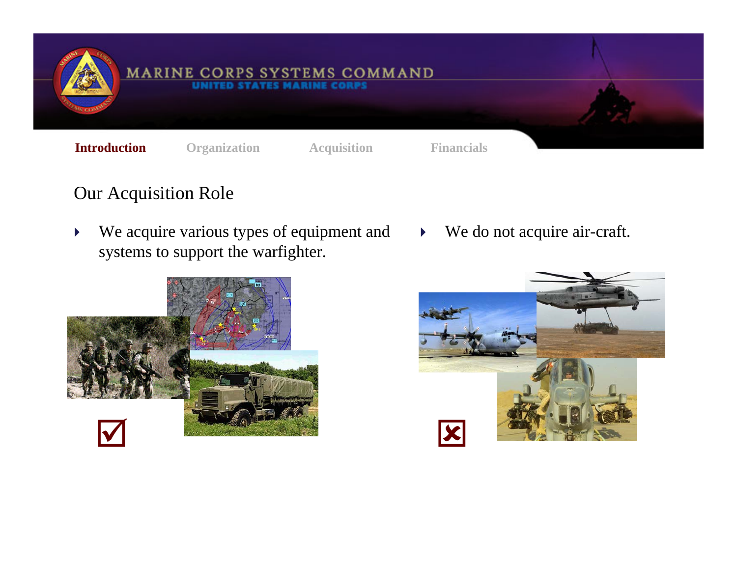MARINE CORPS SYSTEMS COMMAND

UNITED STATES MARINE CORPS

**Introduction** Organization Acquisition Financials

## Our Acquisition Role

- We acquire various types of equipment and systems to support the warfighter.
- We do not acquire air-craft.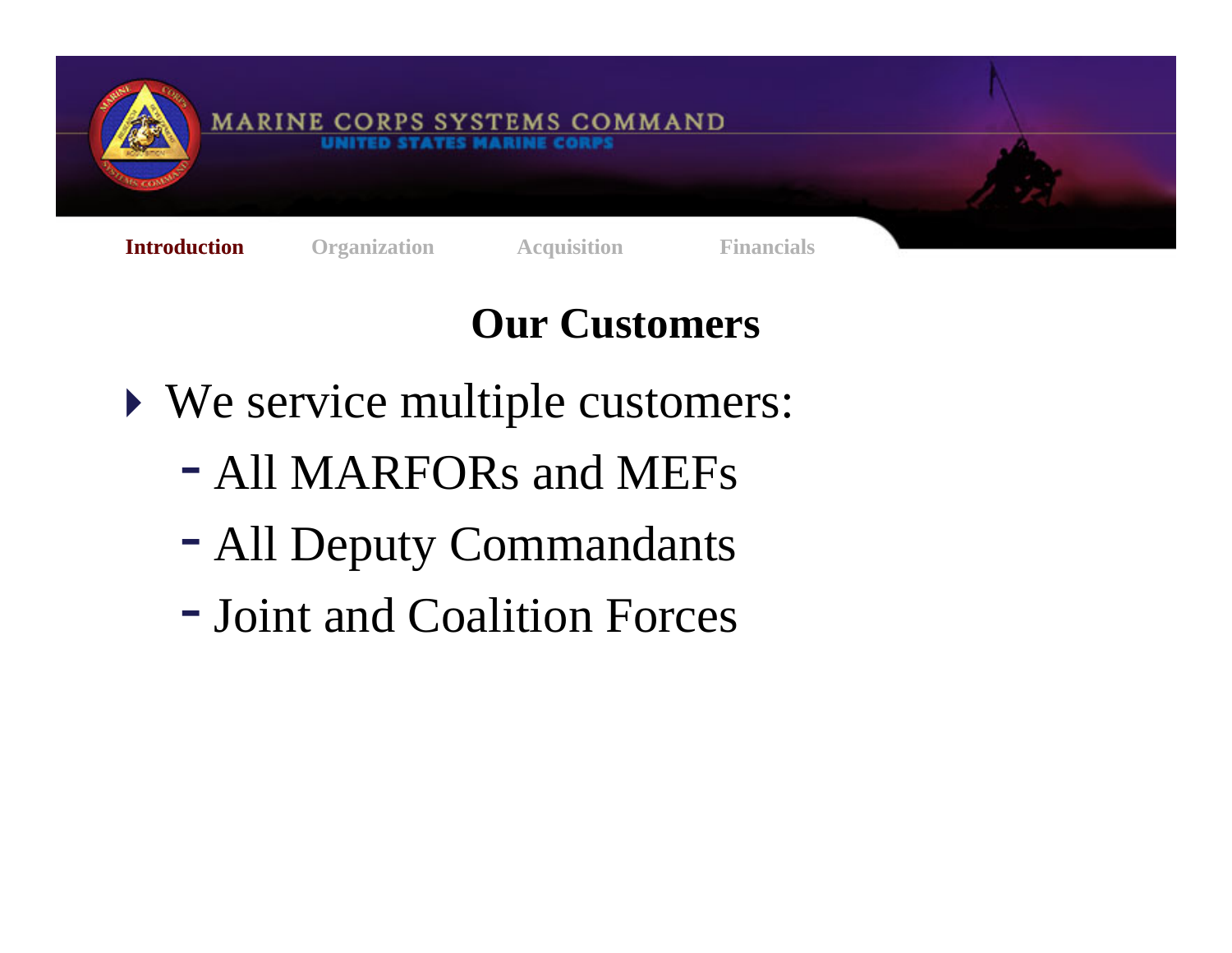## Our Customers

- We service multiple customers:
  - All MARFORs and MEFs
  - All Deputy Commandants
  - Joint and Coalition Forces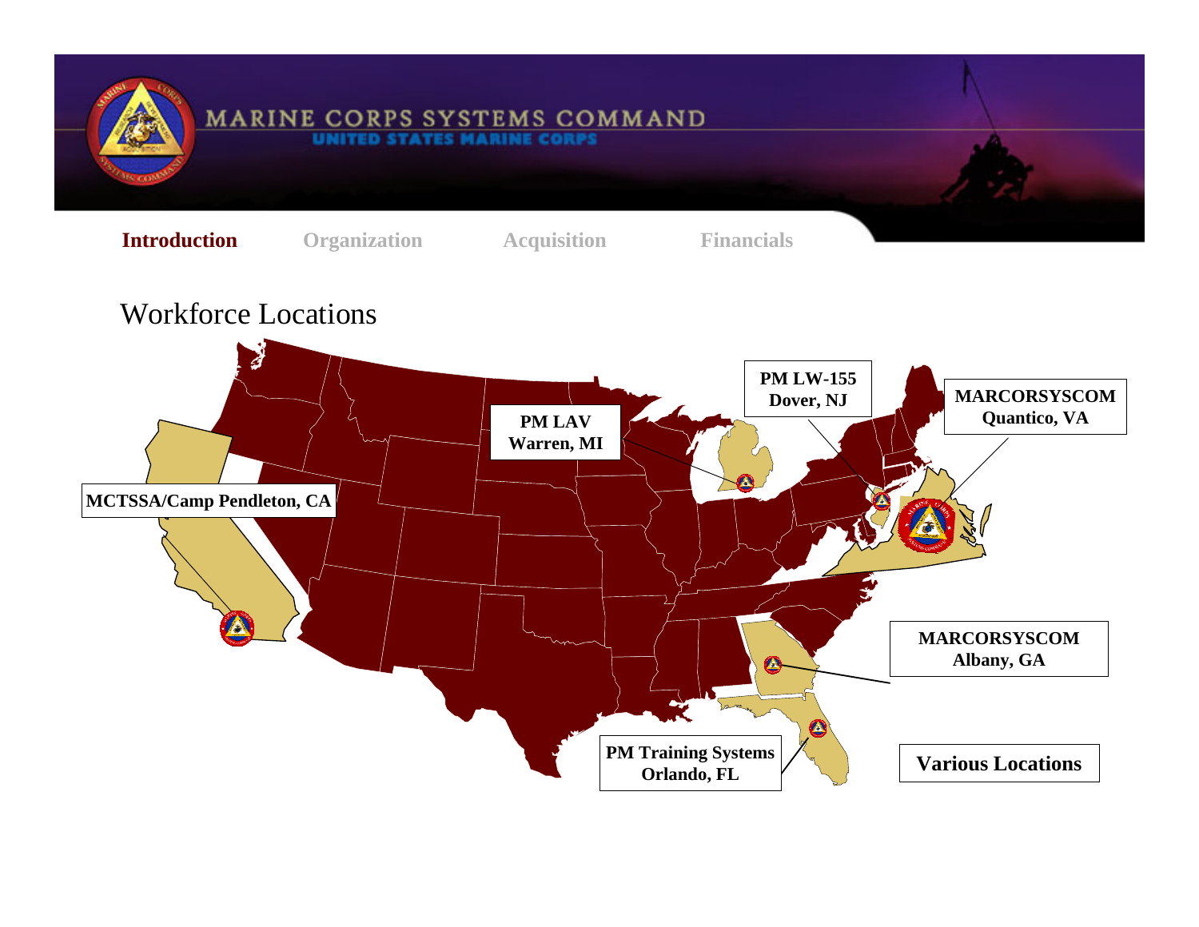MARINE CORPS SYSTEMS COMMAND
UNITED STATES MARINE CORPS

**Introduction** | Organization | Acquisition | Financials

# Workforce Locations

- **MCTSSA/Camp Pendleton, CA**
- **PM LAV Warren, MI**
- **PM LW-155 Dover, NJ**
- **MARCORSYSCOM Quantico, VA**
- **MARCORSYSCOM Albany, GA**
- **PM Training Systems Orlando, FL**
- **Various Locations**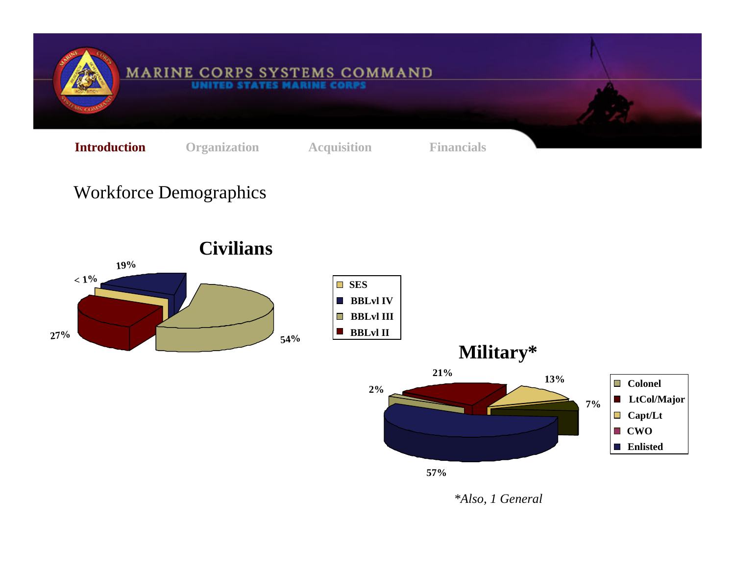MARINE CORPS SYSTEMS COMMAND
UNITED STATES MARINE CORPS

**Introduction** Organization Acquisition Financials

# Workforce Demographics

## Civilians

| Category | Percentage |
|---|---|
| SES | < 1% |
| BBLvl IV | 19% |
| BBLvl III | 54% |
| BBLvl II | 27% |

## Military*

| Category | Percentage |
|---|---|
| Colonel | 2% |
| LtCol/Major | 21% |
| Capt/Lt | 13% |
| CWO | 7% |
| Enlisted | 57% |

*\*Also, 1 General*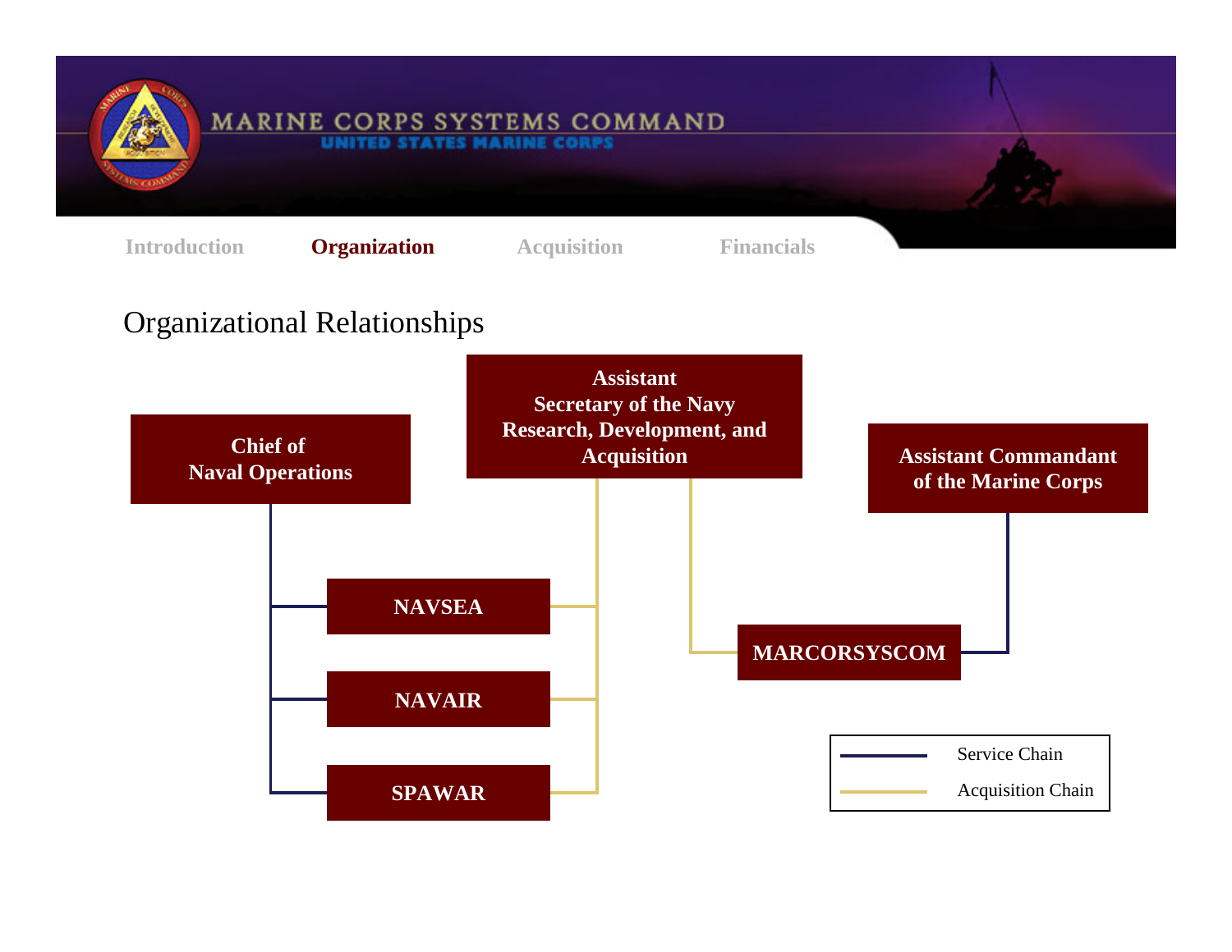MARINE CORPS SYSTEMS COMMAND

UNITED STATES MARINE CORPS

Introduction | **Organization** | Acquisition | Financials

# Organizational Relationships

**Chief of Naval Operations**

**Assistant Secretary of the Navy Research, Development, and Acquisition**

**Assistant Commandant of the Marine Corps**

**NAVSEA**

**NAVAIR**

**SPAWAR**

**MARCORSYSCOM**

Service Chain

Acquisition Chain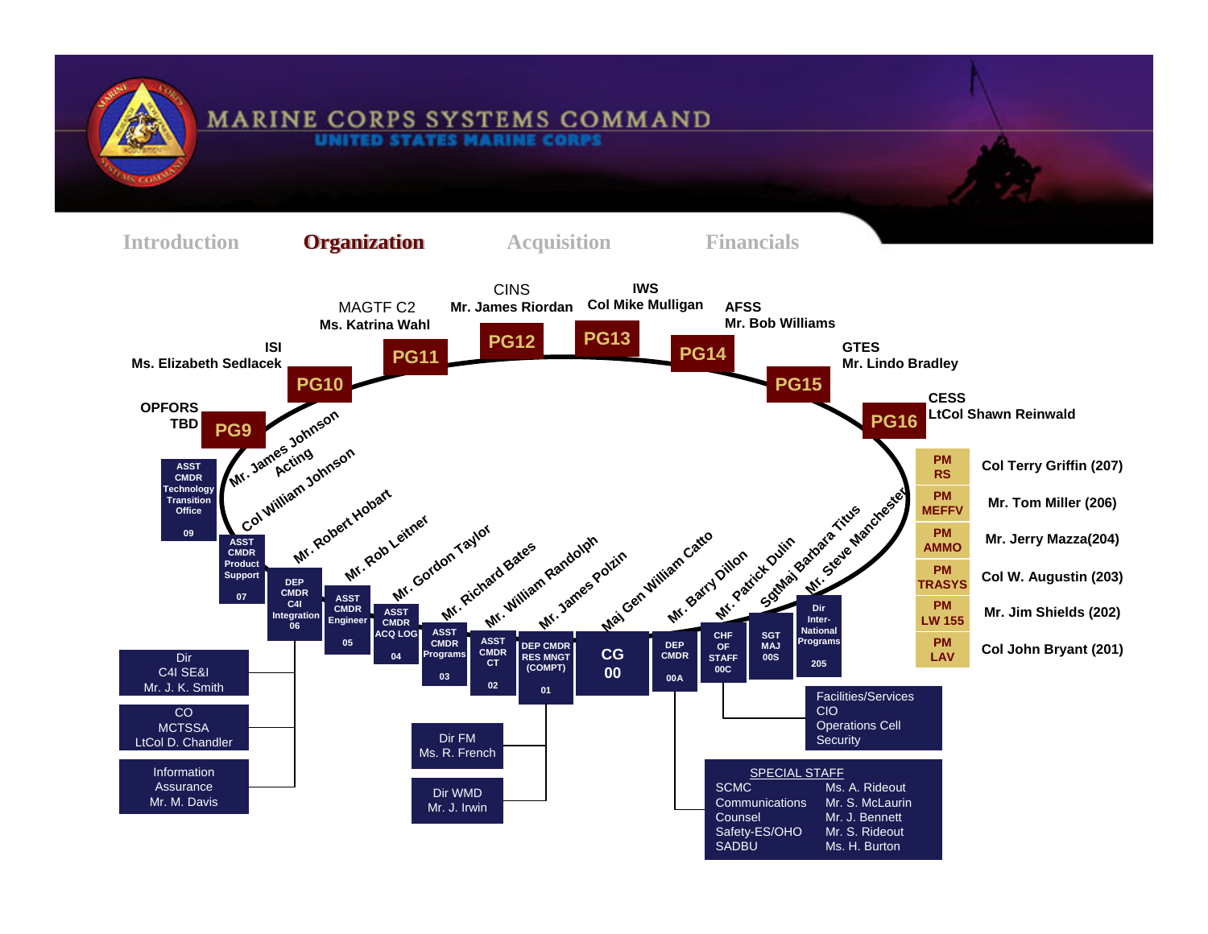# MARINE CORPS SYSTEMS COMMAND

UNITED STATES MARINE CORPS

Introduction | **Organization** | Acquisition | Financials

## Program Groups

- **PG9** – OPFORS – TBD
- **PG10** – ISI – Ms. Elizabeth Sedlacek
- **PG11** – MAGTF C2 – Ms. Katrina Wahl
- **PG12** – CINS – Mr. James Riordan
- **PG13** – IWS – Col Mike Mulligan
- **PG14** – AFSS – Mr. Bob Williams
- **PG15** – GTES – Mr. Lindo Bradley
- **PG16** – CESS – LtCol Shawn Reinwald

## Program Managers

| PM | Name |
|---|---|
| PM RS | Col Terry Griffin (207) |
| PM MEFFV | Mr. Tom Miller (206) |
| PM AMMO | Mr. Jerry Mazza(204) |
| PM TRASYS | Col W. Augustin (203) |
| PM LW 155 | Mr. Jim Shields (202) |
| PM LAV | Col John Bryant (201) |

## Command Staff

| Office | Code | Name |
|---|---|---|
| ASST CMDR Technology Transition Office | 09 | Mr. James Johnson Acting |
| ASST CMDR Product Support | 07 | Col William Johnson |
| DEP CMDR C4I Integration | 06 | Mr. Robert Hobart |
| ASST CMDR Engineer | 05 | Mr. Rob Leitner |
| ASST CMDR ACQ LOG | 04 | Mr. Gordon Taylor |
| ASST CMDR Programs | 03 | Mr. Richard Bates |
| ASST CMDR CT | 02 | Mr. William Randolph |
| DEP CMDR RES MNGT (COMPT) | 01 | Mr. James Polzin |
| CG | 00 | Maj Gen William Catto |
| DEP CMDR | 00A | Mr. Barry Dillon |
| CHF OF STAFF | 00C | Mr. Patrick Dulin |
| SGT MAJ | 00S | SgtMaj Barbara Titus |
| Dir Inter-National Programs | 205 | Mr. Steve Manchester |

## Under DEP CMDR C4I Integration (06)

- Dir C4I SE&I – Mr. J. K. Smith
- CO MCTSSA – LtCol D. Chandler
- Information Assurance – Mr. M. Davis

## Under DEP CMDR RES MNGT (COMPT) (01)

- Dir FM – Ms. R. French
- Dir WMD – Mr. J. Irwin

## Under CHF OF STAFF (00C)

- Facilities/Services
- CIO
- Operations Cell
- Security

## SPECIAL STAFF (under DEP CMDR 00A)

| Office | Name |
|---|---|
| SCMC | Ms. A. Rideout |
| Communications | Mr. S. McLaurin |
| Counsel | Mr. J. Bennett |
| Safety-ES/OHO | Mr. S. Rideout |
| SADBU | Ms. H. Burton |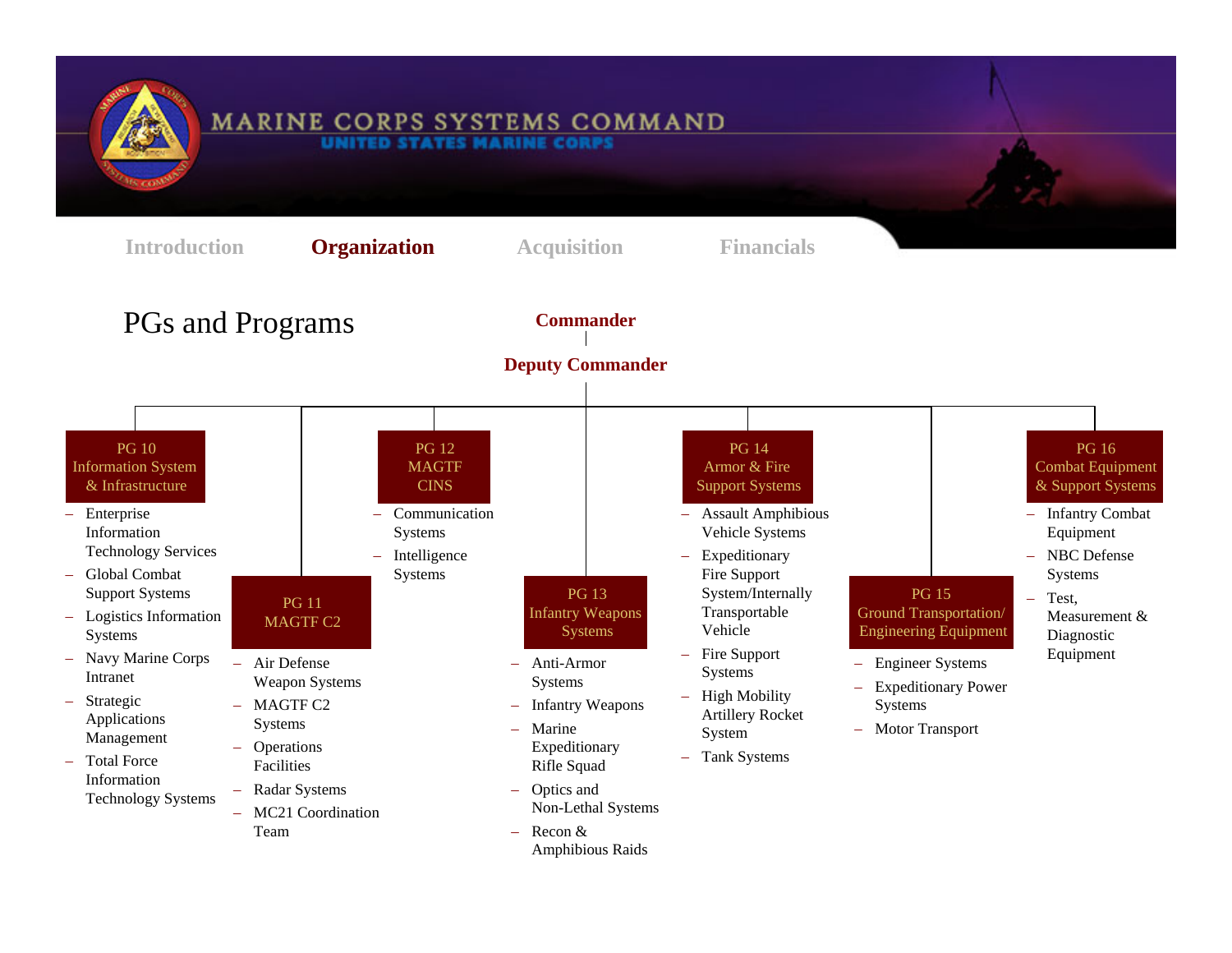MARINE CORPS SYSTEMS COMMAND
UNITED STATES MARINE CORPS

Introduction | **Organization** | Acquisition | Financials

# PGs and Programs

**Commander**

**Deputy Commander**

### PG 10 Information System & Infrastructure

- Enterprise Information Technology Services
- Global Combat Support Systems
- Logistics Information Systems
- Navy Marine Corps Intranet
- Strategic Applications Management
- Total Force Information Technology Systems

### PG 11 MAGTF C2

- Air Defense Weapon Systems
- MAGTF C2 Systems
- Operations Facilities
- Radar Systems
- MC21 Coordination Team

### PG 12 MAGTF CINS

- Communication Systems
- Intelligence Systems

### PG 13 Infantry Weapons Systems

- Anti-Armor Systems
- Infantry Weapons
- Marine Expeditionary Rifle Squad
- Optics and Non-Lethal Systems
- Recon & Amphibious Raids

### PG 14 Armor & Fire Support Systems

- Assault Amphibious Vehicle Systems
- Expeditionary Fire Support System/Internally Transportable Vehicle
- Fire Support Systems
- High Mobility Artillery Rocket System
- Tank Systems

### PG 15 Ground Transportation/ Engineering Equipment

- Engineer Systems
- Expeditionary Power Systems
- Motor Transport

### PG 16 Combat Equipment & Support Systems

- Infantry Combat Equipment
- NBC Defense Systems
- Test, Measurement & Diagnostic Equipment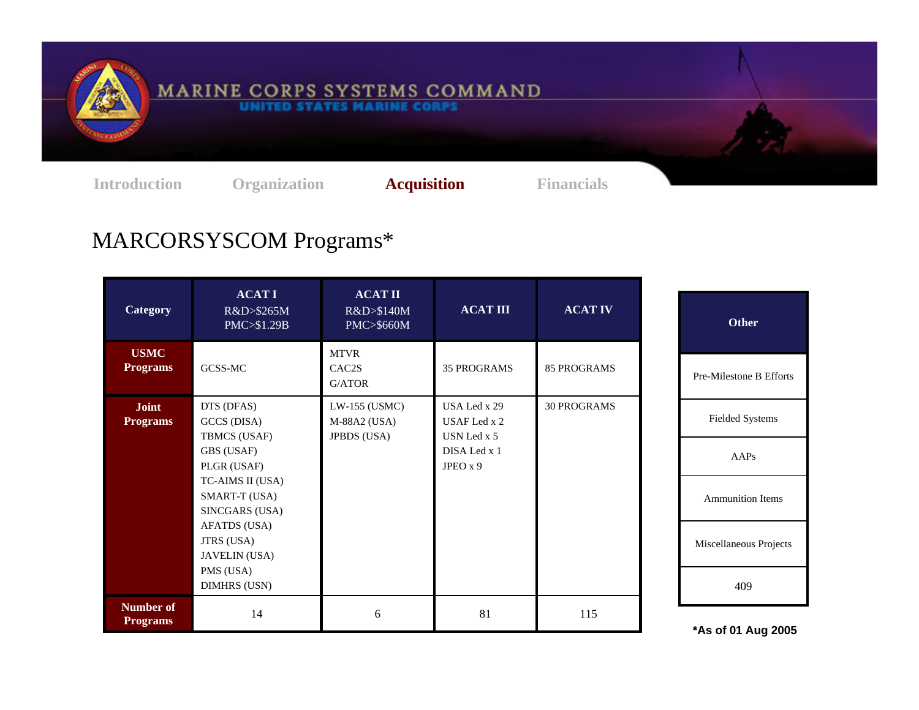MARINE CORPS SYSTEMS COMMAND
UNITED STATES MARINE CORPS

Introduction | Organization | **Acquisition** | Financials

# MARCORSYSCOM Programs*

| Category | ACAT I<br>R&D>$265M<br>PMC>$1.29B | ACAT II<br>R&D>$140M<br>PMC>$660M | ACAT III | ACAT IV |
|---|---|---|---|---|
| **USMC Programs** | GCSS-MC | MTVR<br>CAC2S<br>G/ATOR | 35 PROGRAMS | 85 PROGRAMS |
| **Joint Programs** | DTS (DFAS)<br>GCCS (DISA)<br>TBMCS (USAF)<br>GBS (USAF)<br>PLGR (USAF)<br>TC-AIMS II (USA)<br>SMART-T (USA)<br>SINCGARS (USA)<br>AFATDS (USA)<br>JTRS (USA)<br>JAVELIN (USA)<br>PMS (USA)<br>DIMHRS (USN) | LW-155 (USMC)<br>M-88A2 (USA)<br>JPBDS (USA) | USA Led x 29<br>USAF Led x 2<br>USN Led x 5<br>DISA Led x 1<br>JPEO x 9 | 30 PROGRAMS |
| **Number of Programs** | 14 | 6 | 81 | 115 |

| Other |
|---|
| Pre-Milestone B Efforts |
| Fielded Systems |
| AAPs |
| Ammunition Items |
| Miscellaneous Projects |
| 409 |

***As of 01 Aug 2005**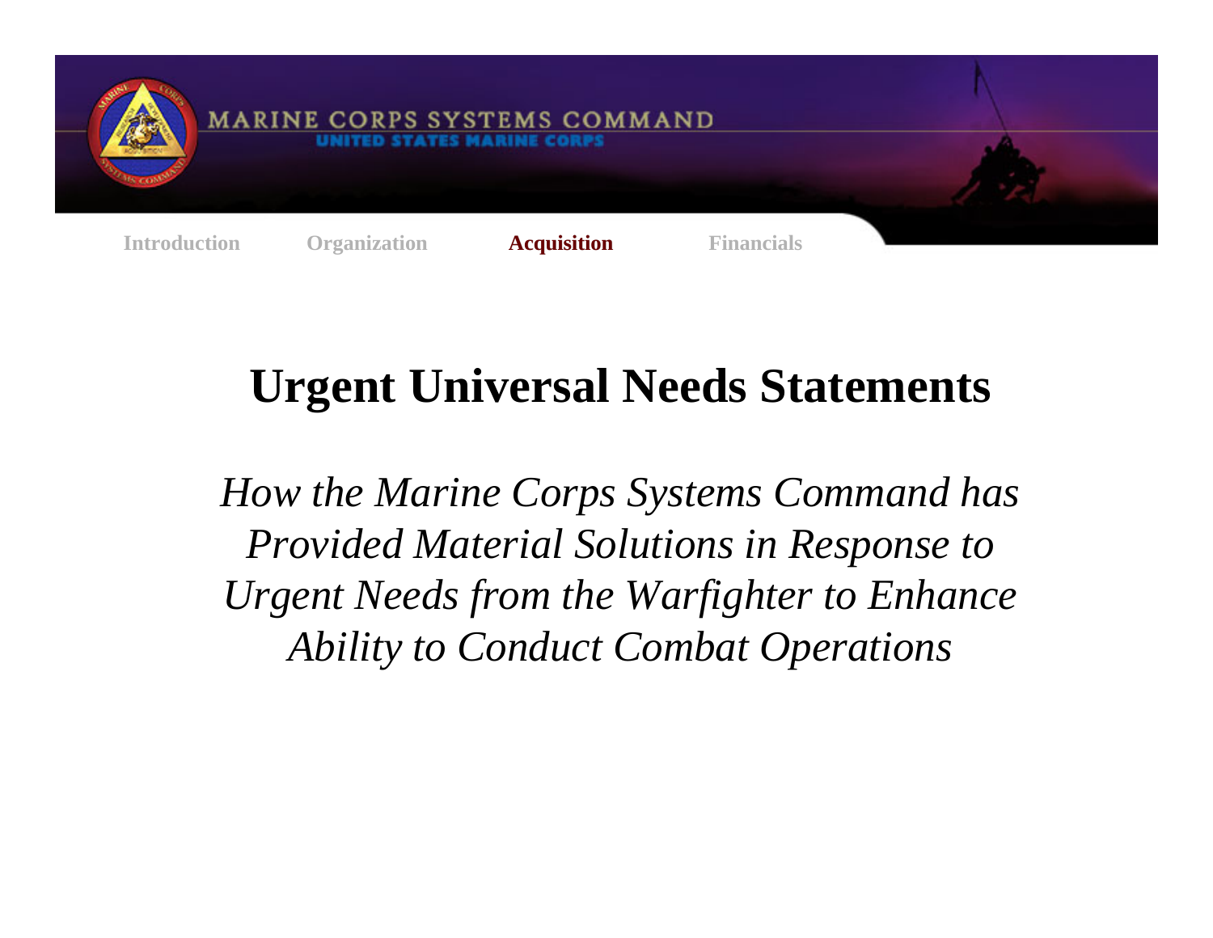# Urgent Universal Needs Statements

*How the Marine Corps Systems Command has Provided Material Solutions in Response to Urgent Needs from the Warfighter to Enhance Ability to Conduct Combat Operations*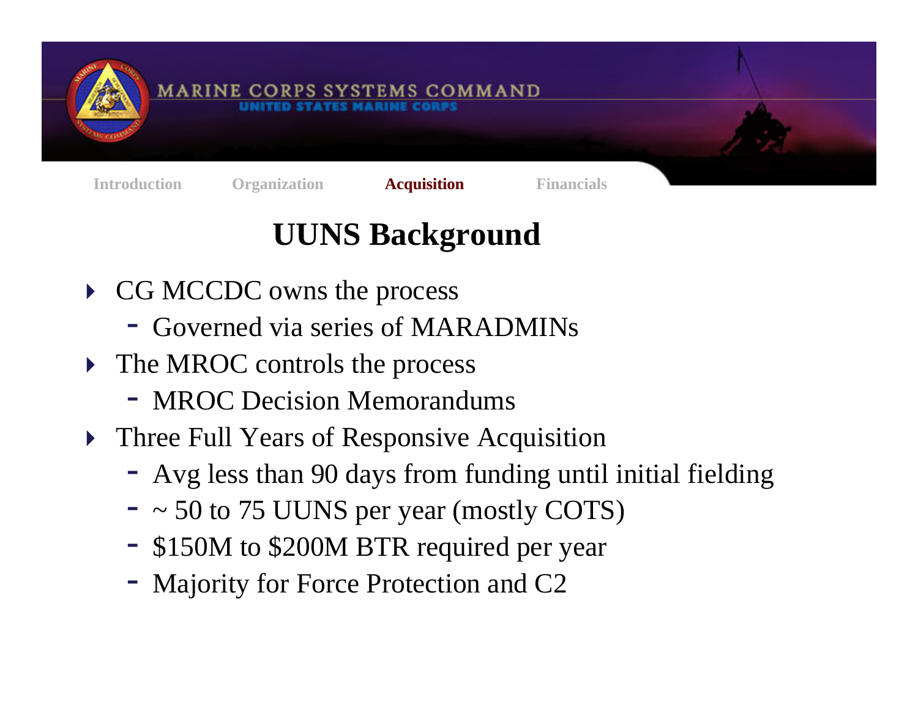# UUNS Background

- CG MCCDC owns the process
  - Governed via series of MARADMINs
- The MROC controls the process
  - MROC Decision Memorandums
- Three Full Years of Responsive Acquisition
  - Avg less than 90 days from funding until initial fielding
  - ~ 50 to 75 UUNS per year (mostly COTS)
  - $150M to $200M BTR required per year
  - Majority for Force Protection and C2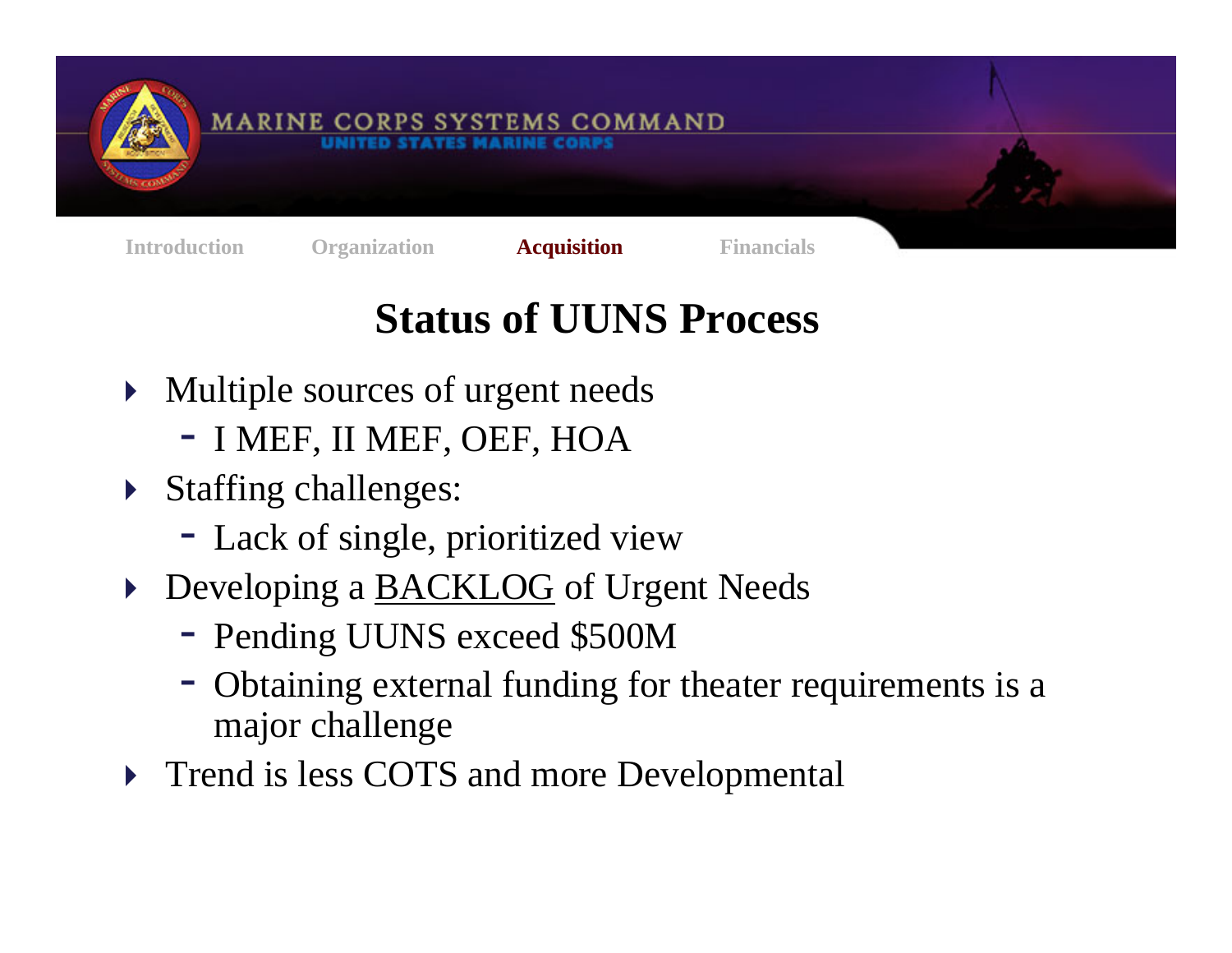# Status of UUNS Process

- Multiple sources of urgent needs
  - I MEF, II MEF, OEF, HOA
- Staffing challenges:
  - Lack of single, prioritized view
- Developing a <u>BACKLOG</u> of Urgent Needs
  - Pending UUNS exceed $500M
  - Obtaining external funding for theater requirements is a major challenge
- Trend is less COTS and more Developmental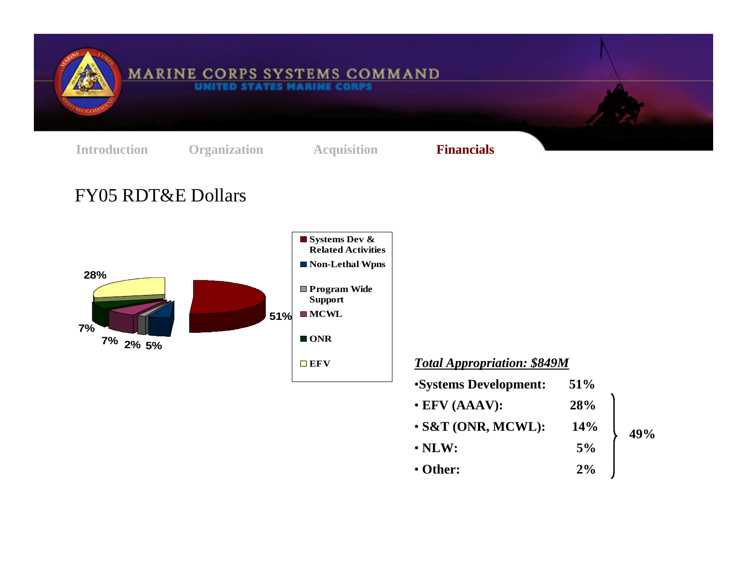Introduction Organization Acquisition **Financials**

# FY05 RDT&E Dollars

- Systems Dev & Related Activities
- Non-Lethal Wpns
- Program Wide Support
- MCWL
- ONR
- EFV

51% 28% 7% 7% 2% 5%

***Total Appropriation: $849M***

| | | |
|---|---|---|
| **•Systems Development:** | **51%** | |
| **• EFV (AAAV):** | **28%** | |
| **• S&T (ONR, MCWL):** | **14%** | **49%** |
| **• NLW:** | **5%** | |
| **• Other:** | **2%** | |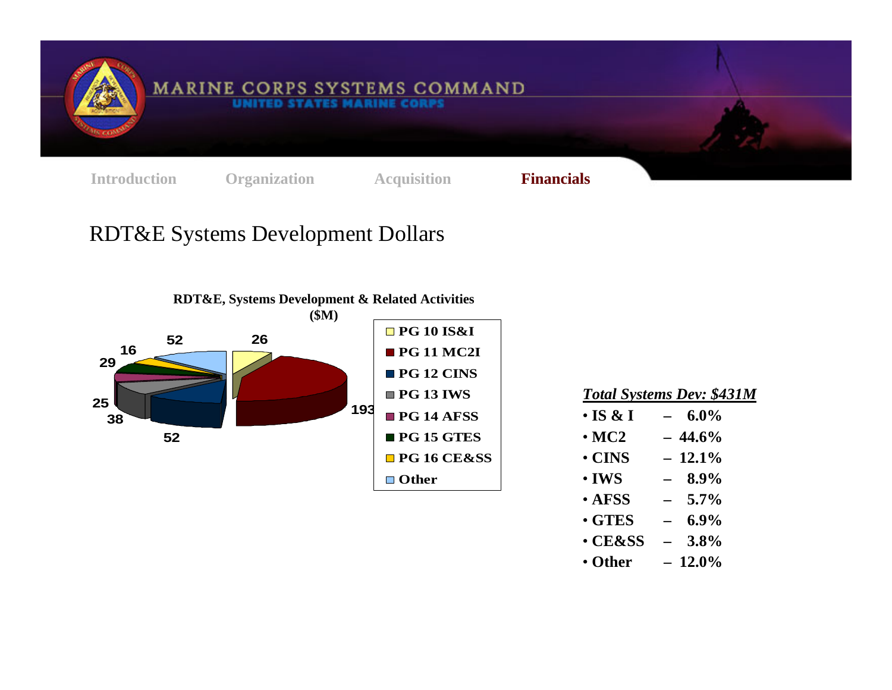# RDT&E Systems Development Dollars

**RDT&E, Systems Development & Related Activities ($M)**

| Program Group | $M |
|---|---|
| PG 10 IS&I | 26 |
| PG 11 MC2I | 193 |
| PG 12 CINS | 52 |
| PG 13 IWS | 38 |
| PG 14 AFSS | 25 |
| PG 15 GTES | 29 |
| PG 16 CE&SS | 16 |
| Other | 52 |

***Total Systems Dev: $431M***

- **IS & I – 6.0%**
- **MC2 – 44.6%**
- **CINS – 12.1%**
- **IWS – 8.9%**
- **AFSS – 5.7%**
- **GTES – 6.9%**
- **CE&SS – 3.8%**
- **Other – 12.0%**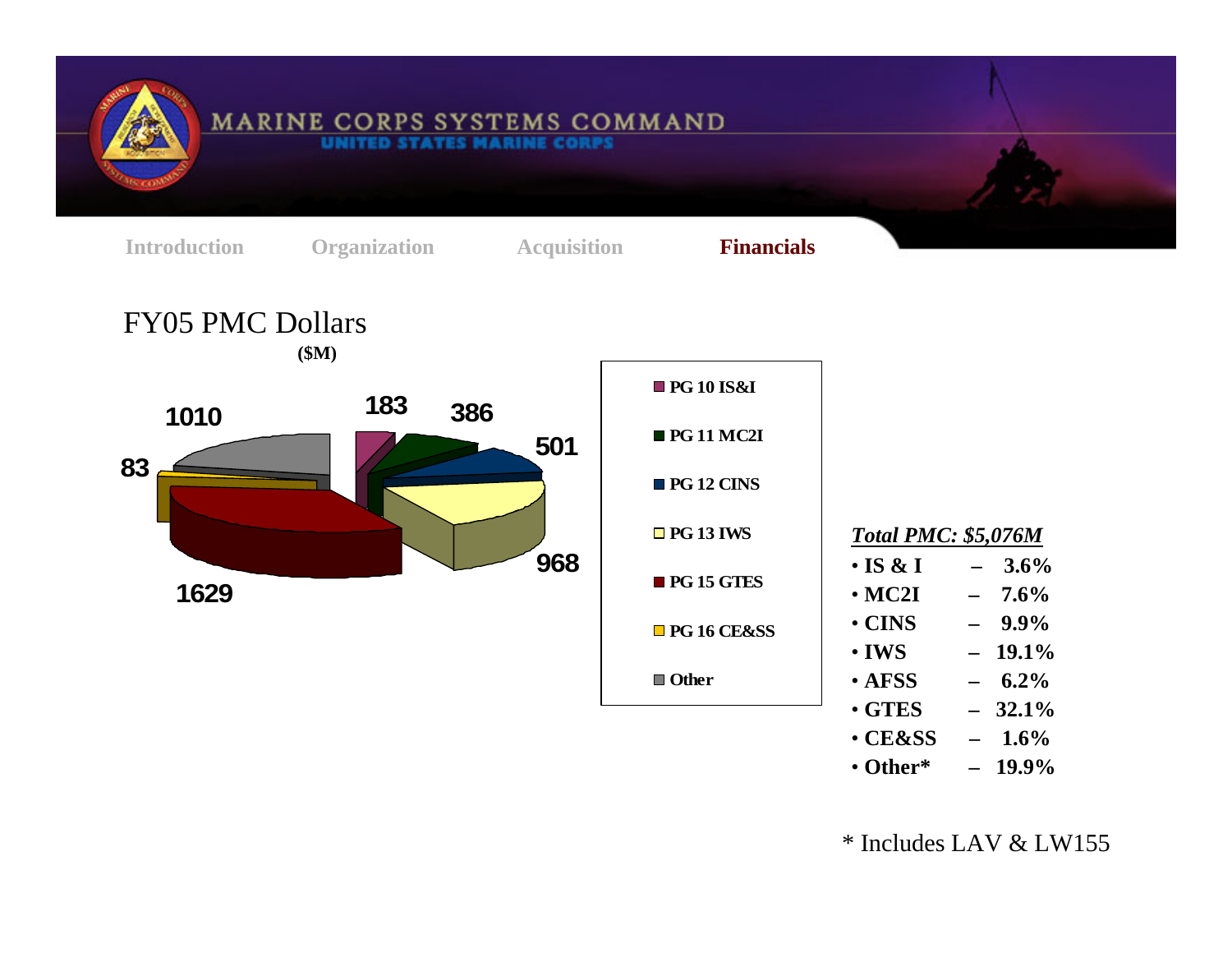# FY05 PMC Dollars

**($M)**

| Program Group | $M |
|---|---|
| PG 10 IS&I | 183 |
| PG 11 MC2I | 386 |
| PG 12 CINS | 501 |
| PG 13 IWS | 968 |
| PG 15 GTES | 1629 |
| PG 16 CE&SS | 83 |
| Other | 1010 |

***Total PMC: $5,076M***

- **IS & I – 3.6%**
- **MC2I – 7.6%**
- **CINS – 9.9%**
- **IWS – 19.1%**
- **AFSS – 6.2%**
- **GTES – 32.1%**
- **CE&SS – 1.6%**
- **Other* – 19.9%**

* Includes LAV & LW155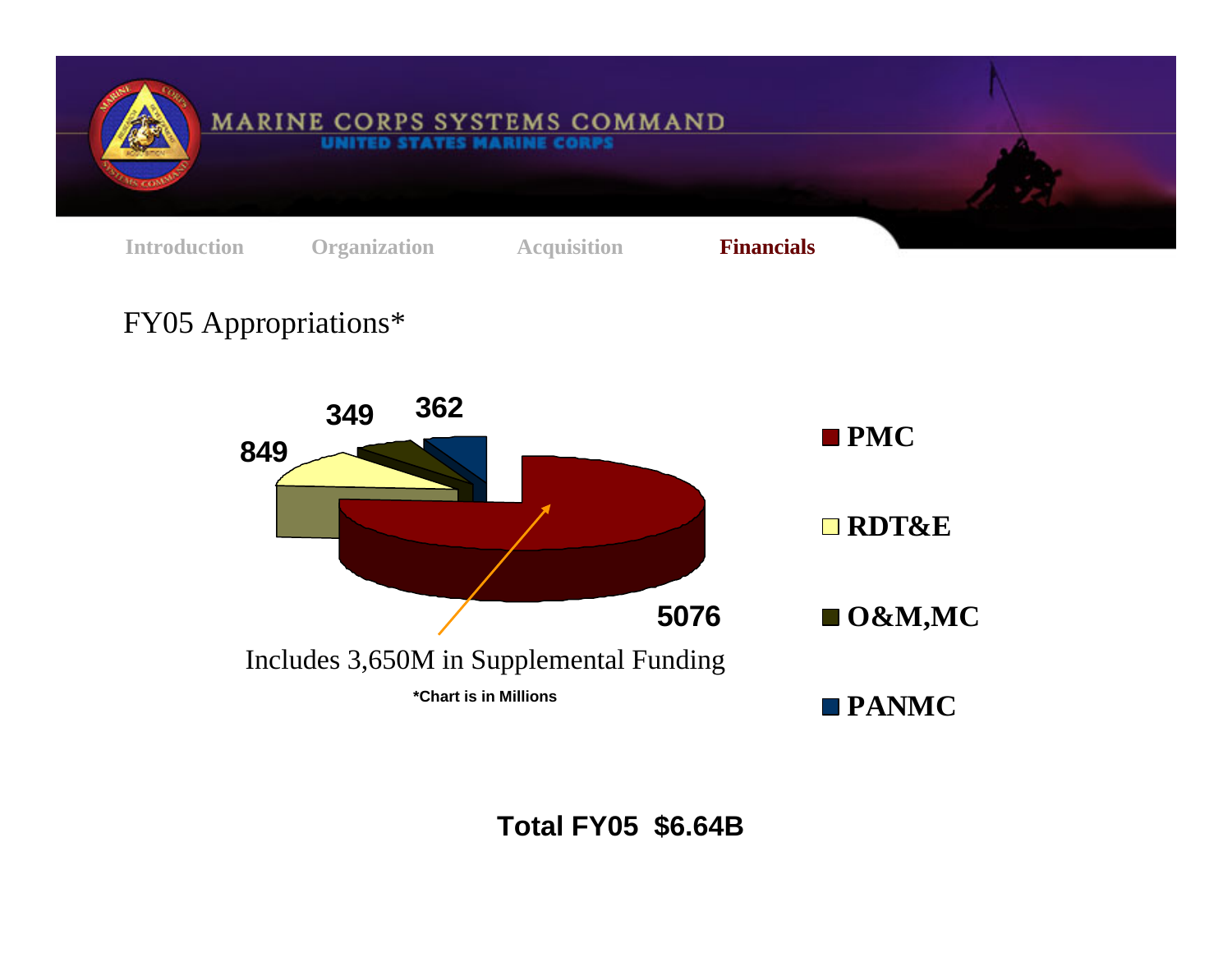# FY05 Appropriations*

| Appropriation | Amount |
| --- | --- |
| PMC | 5076 |
| RDT&E | 849 |
| O&M,MC | 349 |
| PANMC | 362 |

Includes 3,650M in Supplemental Funding

***Chart is in Millions**

**Total FY05 $6.64B**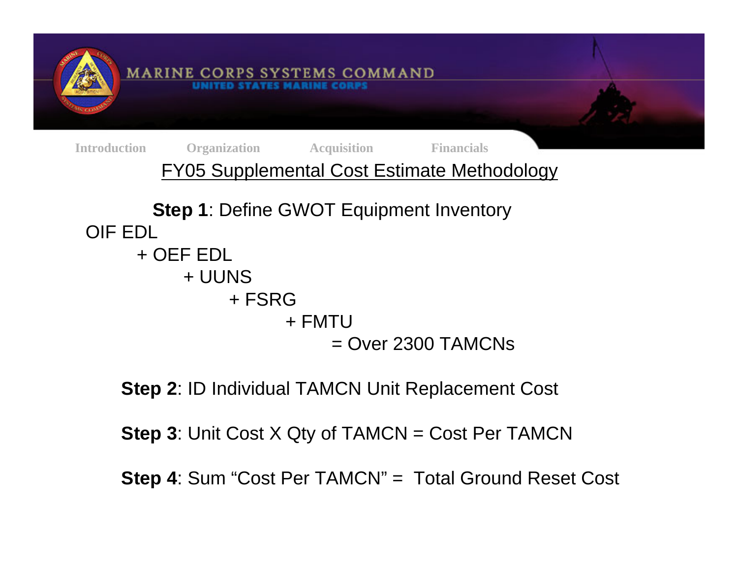## FY05 Supplemental Cost Estimate Methodology

**Step 1**: Define GWOT Equipment Inventory

OIF EDL
+ OEF EDL
+ UUNS
+ FSRG
+ FMTU
= Over 2300 TAMCNs

**Step 2**: ID Individual TAMCN Unit Replacement Cost

**Step 3**: Unit Cost X Qty of TAMCN = Cost Per TAMCN

**Step 4**: Sum "Cost Per TAMCN" = Total Ground Reset Cost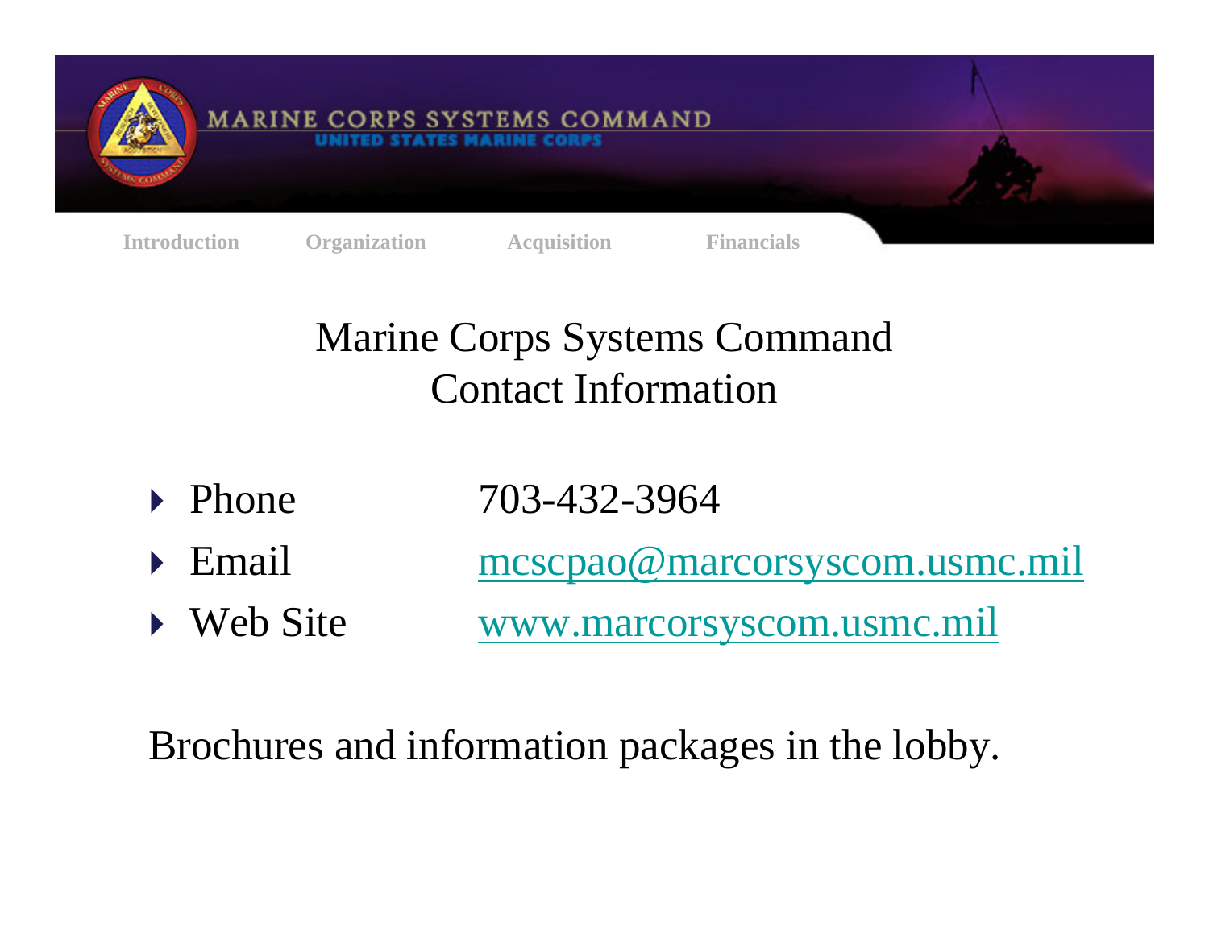Marine Corps Systems Command
United States Marine Corps

Introduction Organization Acquisition Financials

# Marine Corps Systems Command
# Contact Information

- Phone 703-432-3964
- Email mcscpao@marcorsyscom.usmc.mil
- Web Site www.marcorsyscom.usmc.mil

Brochures and information packages in the lobby.